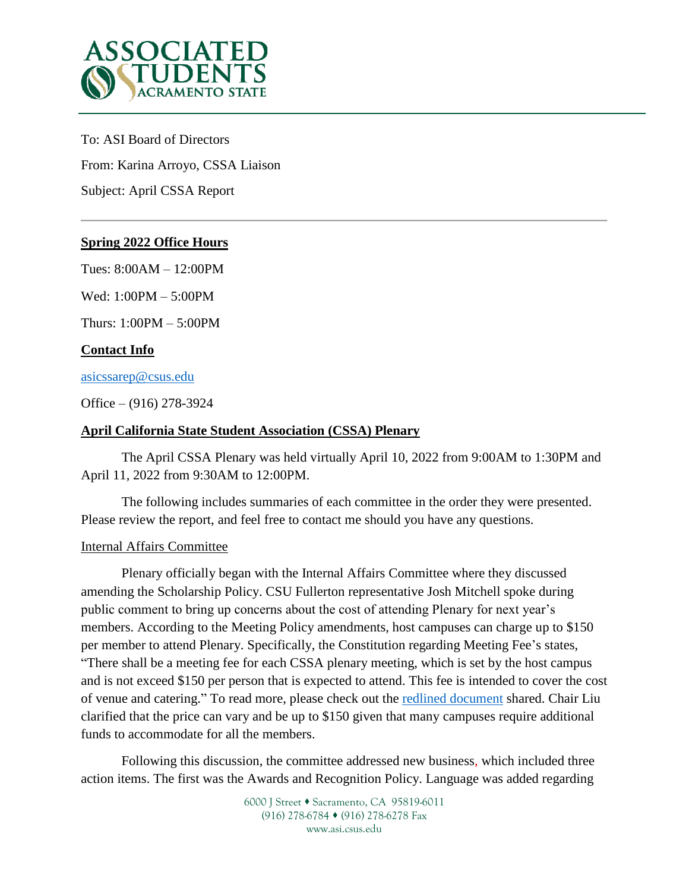To: ASI Board of Directors

From: Karina Arroyo, CSSA Liaison

Subject: April CSSA Report

---

**Spring 2022 Office Hours**

Tues: 8:00AM – 12:00PM

Wed: 1:00PM – 5:00PM

Thurs: 1:00PM – 5:00PM

**Contact Info**

asicssarep@csus.edu

Office – (916) 278-3924

**April California State Student Association (CSSA) Plenary**

The April CSSA Plenary was held virtually April 10, 2022 from 9:00AM to 1:30PM and April 11, 2022 from 9:30AM to 12:00PM.

The following includes summaries of each committee in the order they were presented. Please review the report, and feel free to contact me should you have any questions.

Internal Affairs Committee

Plenary officially began with the Internal Affairs Committee where they discussed amending the Scholarship Policy. CSU Fullerton representative Josh Mitchell spoke during public comment to bring up concerns about the cost of attending Plenary for next year's members. According to the Meeting Policy amendments, host campuses can charge up to $150 per member to attend Plenary. Specifically, the Constitution regarding Meeting Fee's states, "There shall be a meeting fee for each CSSA plenary meeting, which is set by the host campus and is not exceed $150 per person that is expected to attend. This fee is intended to cover the cost of venue and catering." To read more, please check out the redlined document shared. Chair Liu clarified that the price can vary and be up to $150 given that many campuses require additional funds to accommodate for all the members.

Following this discussion, the committee addressed new business, which included three action items. The first was the Awards and Recognition Policy. Language was added regarding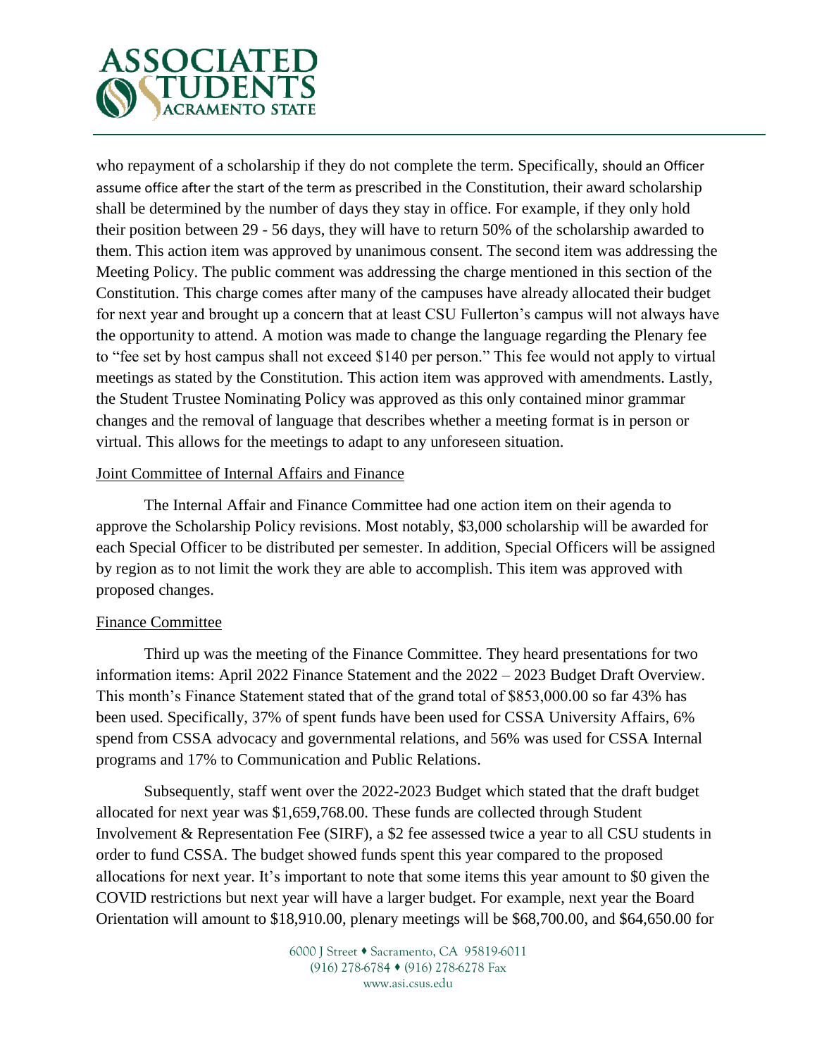who repayment of a scholarship if they do not complete the term. Specifically, should an Officer assume office after the start of the term as prescribed in the Constitution, their award scholarship shall be determined by the number of days they stay in office. For example, if they only hold their position between 29 - 56 days, they will have to return 50% of the scholarship awarded to them. This action item was approved by unanimous consent. The second item was addressing the Meeting Policy. The public comment was addressing the charge mentioned in this section of the Constitution. This charge comes after many of the campuses have already allocated their budget for next year and brought up a concern that at least CSU Fullerton's campus will not always have the opportunity to attend. A motion was made to change the language regarding the Plenary fee to "fee set by host campus shall not exceed $140 per person." This fee would not apply to virtual meetings as stated by the Constitution. This action item was approved with amendments. Lastly, the Student Trustee Nominating Policy was approved as this only contained minor grammar changes and the removal of language that describes whether a meeting format is in person or virtual. This allows for the meetings to adapt to any unforeseen situation.

<u>Joint Committee of Internal Affairs and Finance</u>

The Internal Affair and Finance Committee had one action item on their agenda to approve the Scholarship Policy revisions. Most notably, $3,000 scholarship will be awarded for each Special Officer to be distributed per semester. In addition, Special Officers will be assigned by region as to not limit the work they are able to accomplish. This item was approved with proposed changes.

<u>Finance Committee</u>

Third up was the meeting of the Finance Committee. They heard presentations for two information items: April 2022 Finance Statement and the 2022 – 2023 Budget Draft Overview. This month's Finance Statement stated that of the grand total of $853,000.00 so far 43% has been used. Specifically, 37% of spent funds have been used for CSSA University Affairs, 6% spend from CSSA advocacy and governmental relations, and 56% was used for CSSA Internal programs and 17% to Communication and Public Relations.

Subsequently, staff went over the 2022-2023 Budget which stated that the draft budget allocated for next year was $1,659,768.00. These funds are collected through Student Involvement & Representation Fee (SIRF), a $2 fee assessed twice a year to all CSU students in order to fund CSSA. The budget showed funds spent this year compared to the proposed allocations for next year. It's important to note that some items this year amount to $0 given the COVID restrictions but next year will have a larger budget. For example, next year the Board Orientation will amount to $18,910.00, plenary meetings will be $68,700.00, and $64,650.00 for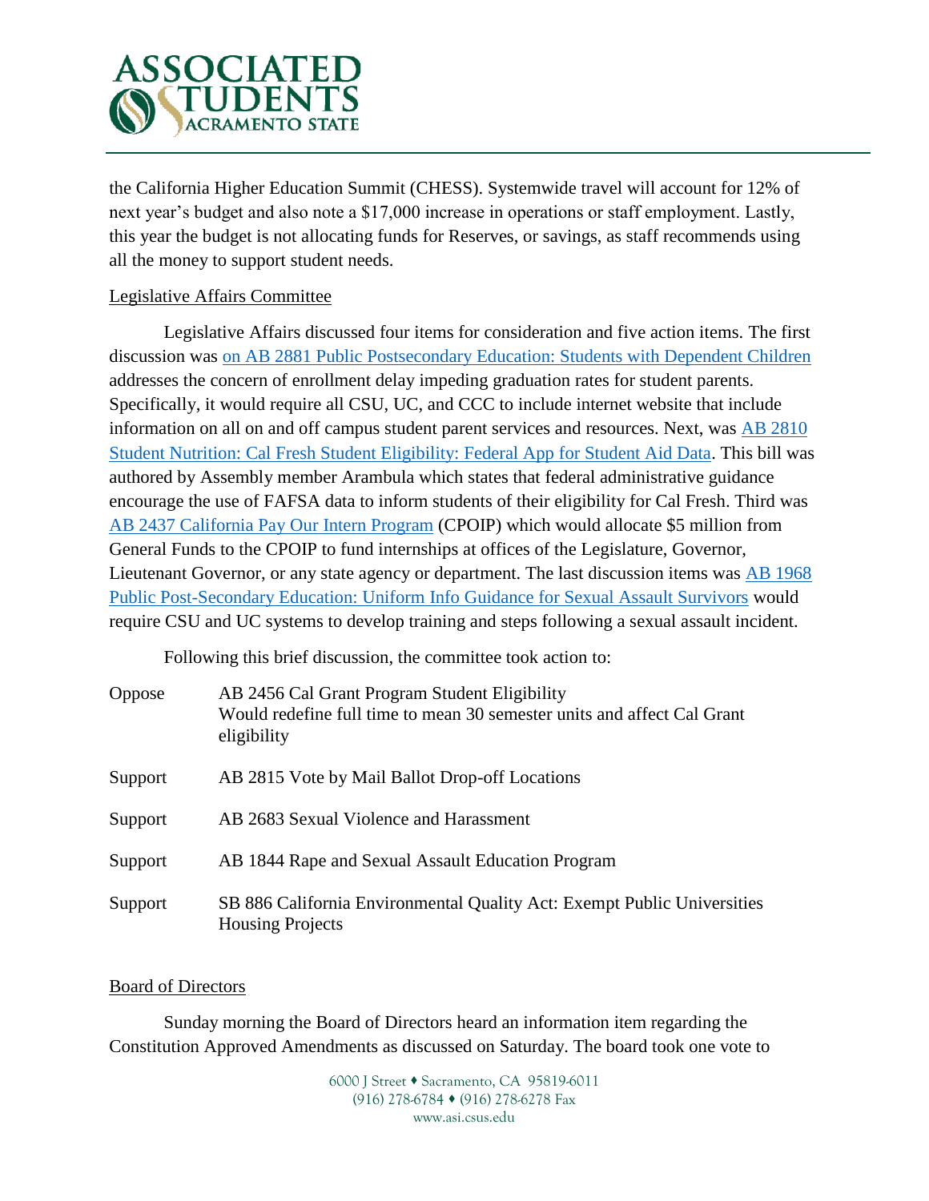the California Higher Education Summit (CHESS). Systemwide travel will account for 12% of next year's budget and also note a $17,000 increase in operations or staff employment. Lastly, this year the budget is not allocating funds for Reserves, or savings, as staff recommends using all the money to support student needs.

## Legislative Affairs Committee

Legislative Affairs discussed four items for consideration and five action items. The first discussion was on AB 2881 Public Postsecondary Education: Students with Dependent Children addresses the concern of enrollment delay impeding graduation rates for student parents. Specifically, it would require all CSU, UC, and CCC to include internet website that include information on all on and off campus student parent services and resources. Next, was AB 2810 Student Nutrition: Cal Fresh Student Eligibility: Federal App for Student Aid Data. This bill was authored by Assembly member Arambula which states that federal administrative guidance encourage the use of FAFSA data to inform students of their eligibility for Cal Fresh. Third was AB 2437 California Pay Our Intern Program (CPOIP) which would allocate $5 million from General Funds to the CPOIP to fund internships at offices of the Legislature, Governor, Lieutenant Governor, or any state agency or department. The last discussion items was AB 1968 Public Post-Secondary Education: Uniform Info Guidance for Sexual Assault Survivors would require CSU and UC systems to develop training and steps following a sexual assault incident.

Following this brief discussion, the committee took action to:

| | |
|---|---|
| Oppose | AB 2456 Cal Grant Program Student Eligibility<br>Would redefine full time to mean 30 semester units and affect Cal Grant eligibility |
| Support | AB 2815 Vote by Mail Ballot Drop-off Locations |
| Support | AB 2683 Sexual Violence and Harassment |
| Support | AB 1844 Rape and Sexual Assault Education Program |
| Support | SB 886 California Environmental Quality Act: Exempt Public Universities Housing Projects |

## Board of Directors

Sunday morning the Board of Directors heard an information item regarding the Constitution Approved Amendments as discussed on Saturday. The board took one vote to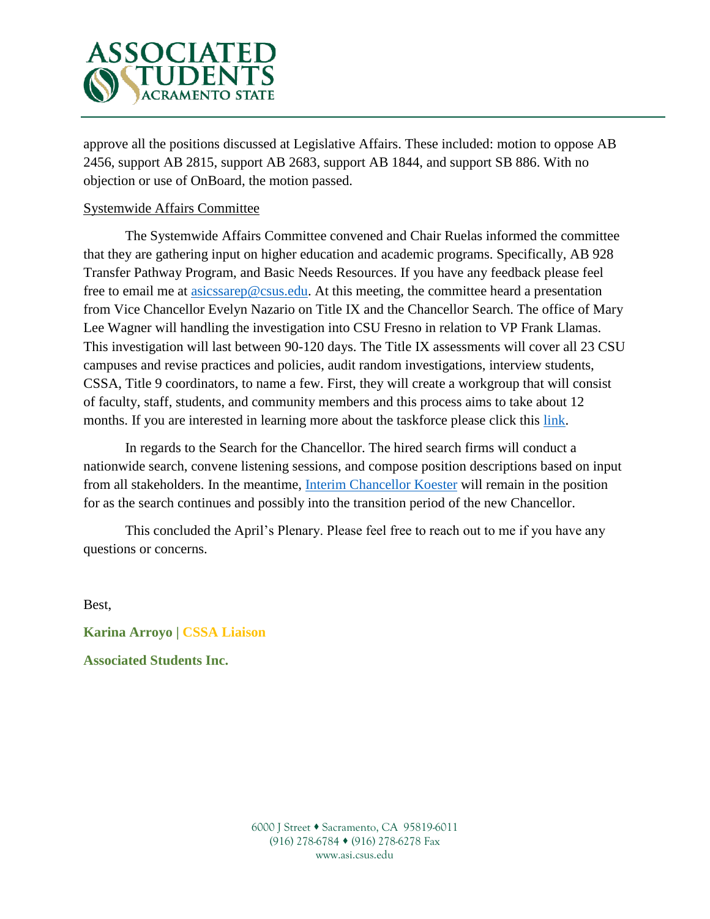approve all the positions discussed at Legislative Affairs. These included: motion to oppose AB 2456, support AB 2815, support AB 2683, support AB 1844, and support SB 886. With no objection or use of OnBoard, the motion passed.

Systemwide Affairs Committee

The Systemwide Affairs Committee convened and Chair Ruelas informed the committee that they are gathering input on higher education and academic programs. Specifically, AB 928 Transfer Pathway Program, and Basic Needs Resources. If you have any feedback please feel free to email me at [asicssarep@csus.edu](mailto:asicssarep@csus.edu). At this meeting, the committee heard a presentation from Vice Chancellor Evelyn Nazario on Title IX and the Chancellor Search. The office of Mary Lee Wagner will handling the investigation into CSU Fresno in relation to VP Frank Llamas. This investigation will last between 90-120 days. The Title IX assessments will cover all 23 CSU campuses and revise practices and policies, audit random investigations, interview students, CSSA, Title 9 coordinators, to name a few. First, they will create a workgroup that will consist of faculty, staff, students, and community members and this process aims to take about 12 months. If you are interested in learning more about the taskforce please click this link.

In regards to the Search for the Chancellor. The hired search firms will conduct a nationwide search, convene listening sessions, and compose position descriptions based on input from all stakeholders. In the meantime, Interim Chancellor Koester will remain in the position for as the search continues and possibly into the transition period of the new Chancellor.

This concluded the April's Plenary. Please feel free to reach out to me if you have any questions or concerns.

Best,

**Karina Arroyo | CSSA Liaison**

**Associated Students Inc.**